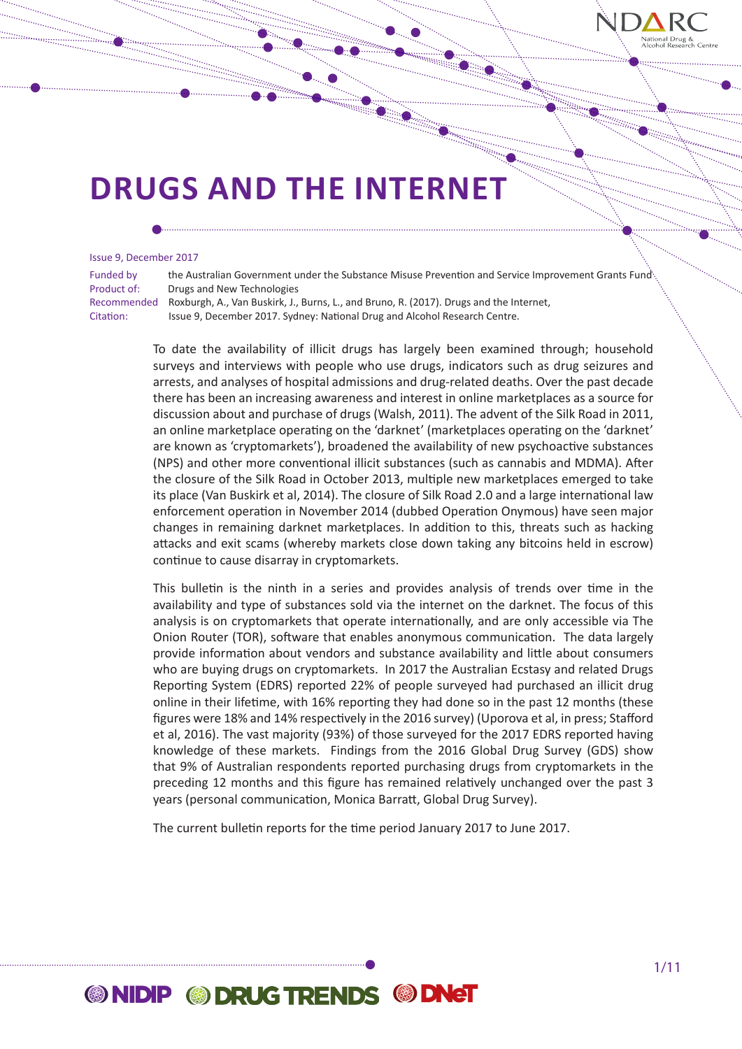# DRUGS AND THE INTERNET

Issue 9, December 2017

Funded by: the Australian Government under the Substance Misuse Prevention and Service Improvement Grants Fund

Product of: Drugs and New Technologies

Recommended Citation: Roxburgh, A., Van Buskirk, J., Burns, L., and Bruno, R. (2017). Drugs and the Internet, Issue 9, December 2017. Sydney: National Drug and Alcohol Research Centre.

To date the availability of illicit drugs has largely been examined through; household surveys and interviews with people who use drugs, indicators such as drug seizures and arrests, and analyses of hospital admissions and drug-related deaths. Over the past decade there has been an increasing awareness and interest in online marketplaces as a source for discussion about and purchase of drugs (Walsh, 2011). The advent of the Silk Road in 2011, an online marketplace operating on the 'darknet' (marketplaces operating on the 'darknet' are known as 'cryptomarkets'), broadened the availability of new psychoactive substances (NPS) and other more conventional illicit substances (such as cannabis and MDMA). After the closure of the Silk Road in October 2013, multiple new marketplaces emerged to take its place (Van Buskirk et al, 2014). The closure of Silk Road 2.0 and a large international law enforcement operation in November 2014 (dubbed Operation Onymous) have seen major changes in remaining darknet marketplaces. In addition to this, threats such as hacking attacks and exit scams (whereby markets close down taking any bitcoins held in escrow) continue to cause disarray in cryptomarkets.

This bulletin is the ninth in a series and provides analysis of trends over time in the availability and type of substances sold via the internet on the darknet. The focus of this analysis is on cryptomarkets that operate internationally, and are only accessible via The Onion Router (TOR), software that enables anonymous communication. The data largely provide information about vendors and substance availability and little about consumers who are buying drugs on cryptomarkets. In 2017 the Australian Ecstasy and related Drugs Reporting System (EDRS) reported 22% of people surveyed had purchased an illicit drug online in their lifetime, with 16% reporting they had done so in the past 12 months (these figures were 18% and 14% respectively in the 2016 survey) (Uporova et al, in press; Stafford et al, 2016). The vast majority (93%) of those surveyed for the 2017 EDRS reported having knowledge of these markets. Findings from the 2016 Global Drug Survey (GDS) show that 9% of Australian respondents reported purchasing drugs from cryptomarkets in the preceding 12 months and this figure has remained relatively unchanged over the past 3 years (personal communication, Monica Barratt, Global Drug Survey).

The current bulletin reports for the time period January 2017 to June 2017.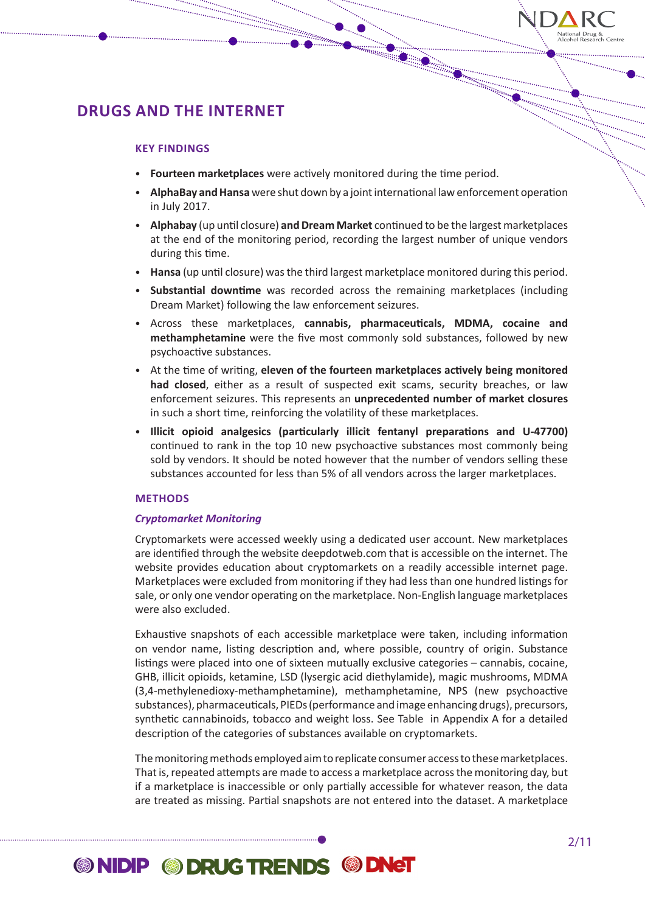# DRUGS AND THE INTERNET

## KEY FINDINGS

- **Fourteen marketplaces** were actively monitored during the time period.
- **AlphaBay and Hansa** were shut down by a joint international law enforcement operation in July 2017.
- **Alphabay** (up until closure) **and Dream Market** continued to be the largest marketplaces at the end of the monitoring period, recording the largest number of unique vendors during this time.
- **Hansa** (up until closure) was the third largest marketplace monitored during this period.
- **Substantial downtime** was recorded across the remaining marketplaces (including Dream Market) following the law enforcement seizures.
- Across these marketplaces, **cannabis, pharmaceuticals, MDMA, cocaine and methamphetamine** were the five most commonly sold substances, followed by new psychoactive substances.
- At the time of writing, **eleven of the fourteen marketplaces actively being monitored had closed**, either as a result of suspected exit scams, security breaches, or law enforcement seizures. This represents an **unprecedented number of market closures** in such a short time, reinforcing the volatility of these marketplaces.
- **Illicit opioid analgesics (particularly illicit fentanyl preparations and U-47700)** continued to rank in the top 10 new psychoactive substances most commonly being sold by vendors. It should be noted however that the number of vendors selling these substances accounted for less than 5% of all vendors across the larger marketplaces.

## METHODS

### *Cryptomarket Monitoring*

Cryptomarkets were accessed weekly using a dedicated user account. New marketplaces are identified through the website deepdotweb.com that is accessible on the internet. The website provides education about cryptomarkets on a readily accessible internet page. Marketplaces were excluded from monitoring if they had less than one hundred listings for sale, or only one vendor operating on the marketplace. Non-English language marketplaces were also excluded.

Exhaustive snapshots of each accessible marketplace were taken, including information on vendor name, listing description and, where possible, country of origin. Substance listings were placed into one of sixteen mutually exclusive categories – cannabis, cocaine, GHB, illicit opioids, ketamine, LSD (lysergic acid diethylamide), magic mushrooms, MDMA (3,4-methylenedioxy-methamphetamine), methamphetamine, NPS (new psychoactive substances), pharmaceuticals, PIEDs (performance and image enhancing drugs), precursors, synthetic cannabinoids, tobacco and weight loss. See Table in Appendix A for a detailed description of the categories of substances available on cryptomarkets.

The monitoring methods employed aim to replicate consumer access to these marketplaces. That is, repeated attempts are made to access a marketplace across the monitoring day, but if a marketplace is inaccessible or only partially accessible for whatever reason, the data are treated as missing. Partial snapshots are not entered into the dataset. A marketplace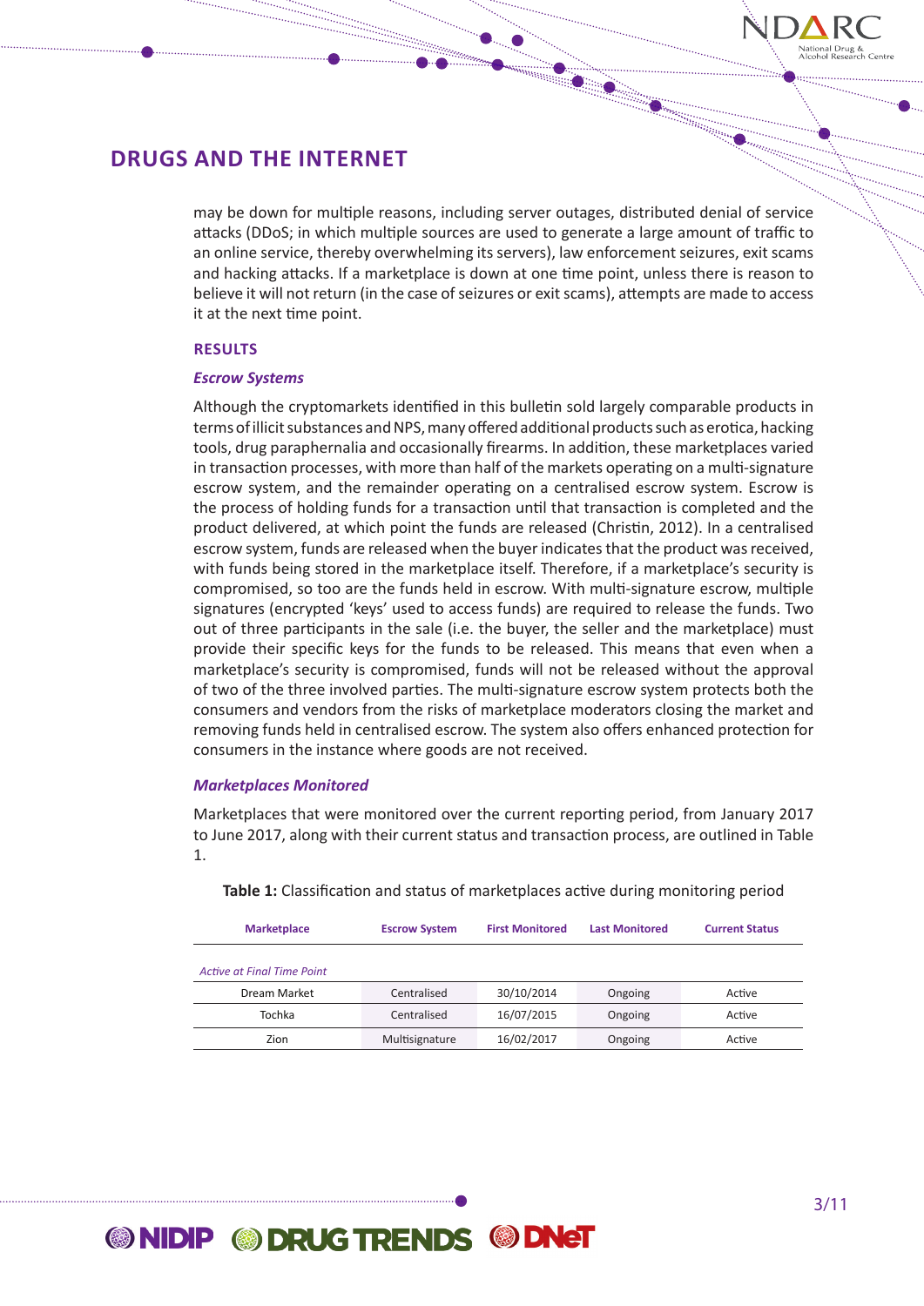may be down for multiple reasons, including server outages, distributed denial of service attacks (DDoS; in which multiple sources are used to generate a large amount of traffic to an online service, thereby overwhelming its servers), law enforcement seizures, exit scams and hacking attacks. If a marketplace is down at one time point, unless there is reason to believe it will not return (in the case of seizures or exit scams), attempts are made to access it at the next time point.

## RESULTS

### *Escrow Systems*

Although the cryptomarkets identified in this bulletin sold largely comparable products in terms of illicit substances and NPS, many offered additional products such as erotica, hacking tools, drug paraphernalia and occasionally firearms. In addition, these marketplaces varied in transaction processes, with more than half of the markets operating on a multi-signature escrow system, and the remainder operating on a centralised escrow system. Escrow is the process of holding funds for a transaction until that transaction is completed and the product delivered, at which point the funds are released (Christin, 2012). In a centralised escrow system, funds are released when the buyer indicates that the product was received, with funds being stored in the marketplace itself. Therefore, if a marketplace's security is compromised, so too are the funds held in escrow. With multi-signature escrow, multiple signatures (encrypted 'keys' used to access funds) are required to release the funds. Two out of three participants in the sale (i.e. the buyer, the seller and the marketplace) must provide their specific keys for the funds to be released. This means that even when a marketplace's security is compromised, funds will not be released without the approval of two of the three involved parties. The multi-signature escrow system protects both the consumers and vendors from the risks of marketplace moderators closing the market and removing funds held in centralised escrow. The system also offers enhanced protection for consumers in the instance where goods are not received.

### *Marketplaces Monitored*

Marketplaces that were monitored over the current reporting period, from January 2017 to June 2017, along with their current status and transaction process, are outlined in Table 1.

**Table 1:** Classification and status of marketplaces active during monitoring period

| Marketplace | Escrow System | First Monitored | Last Monitored | Current Status |
|---|---|---|---|---|
| *Active at Final Time Point* | | | | |
| Dream Market | Centralised | 30/10/2014 | Ongoing | Active |
| Tochka | Centralised | 16/07/2015 | Ongoing | Active |
| Zion | Multisignature | 16/02/2017 | Ongoing | Active |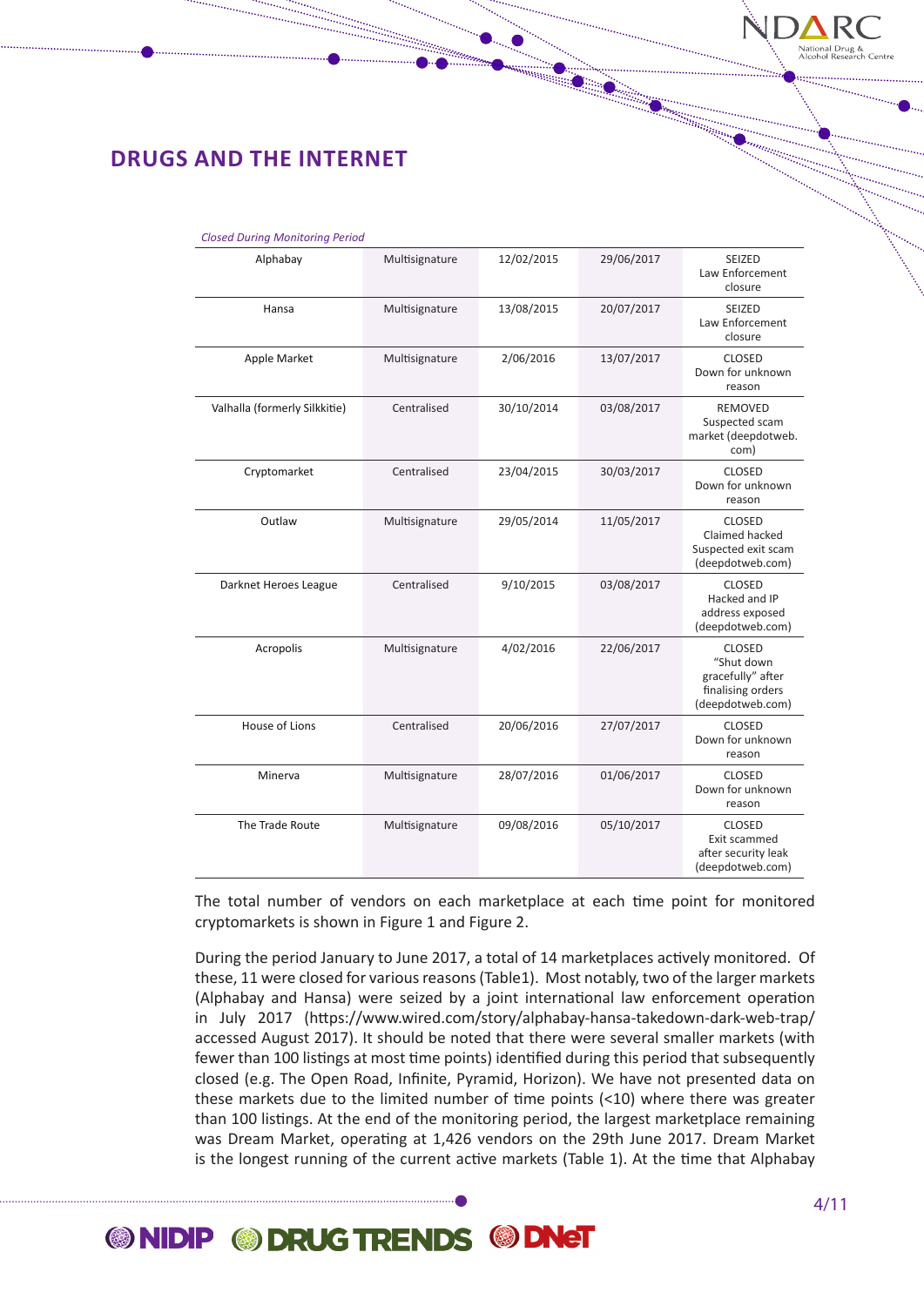## DRUGS AND THE INTERNET

*Closed During Monitoring Period*

| | | | | |
|---|---|---|---|---|
| Alphabay | Multisignature | 12/02/2015 | 29/06/2017 | SEIZED Law Enforcement closure |
| Hansa | Multisignature | 13/08/2015 | 20/07/2017 | SEIZED Law Enforcement closure |
| Apple Market | Multisignature | 2/06/2016 | 13/07/2017 | CLOSED Down for unknown reason |
| Valhalla (formerly Silkkitie) | Centralised | 30/10/2014 | 03/08/2017 | REMOVED Suspected scam market (deepdotweb.com) |
| Cryptomarket | Centralised | 23/04/2015 | 30/03/2017 | CLOSED Down for unknown reason |
| Outlaw | Multisignature | 29/05/2014 | 11/05/2017 | CLOSED Claimed hacked Suspected exit scam (deepdotweb.com) |
| Darknet Heroes League | Centralised | 9/10/2015 | 03/08/2017 | CLOSED Hacked and IP address exposed (deepdotweb.com) |
| Acropolis | Multisignature | 4/02/2016 | 22/06/2017 | CLOSED "Shut down gracefully" after finalising orders (deepdotweb.com) |
| House of Lions | Centralised | 20/06/2016 | 27/07/2017 | CLOSED Down for unknown reason |
| Minerva | Multisignature | 28/07/2016 | 01/06/2017 | CLOSED Down for unknown reason |
| The Trade Route | Multisignature | 09/08/2016 | 05/10/2017 | CLOSED Exit scammed after security leak (deepdotweb.com) |

The total number of vendors on each marketplace at each time point for monitored cryptomarkets is shown in Figure 1 and Figure 2.

During the period January to June 2017, a total of 14 marketplaces actively monitored. Of these, 11 were closed for various reasons (Table1). Most notably, two of the larger markets (Alphabay and Hansa) were seized by a joint international law enforcement operation in July 2017 (https://www.wired.com/story/alphabay-hansa-takedown-dark-web-trap/ accessed August 2017). It should be noted that there were several smaller markets (with fewer than 100 listings at most time points) identified during this period that subsequently closed (e.g. The Open Road, Infinite, Pyramid, Horizon). We have not presented data on these markets due to the limited number of time points (<10) where there was greater than 100 listings. At the end of the monitoring period, the largest marketplace remaining was Dream Market, operating at 1,426 vendors on the 29th June 2017. Dream Market is the longest running of the current active markets (Table 1). At the time that Alphabay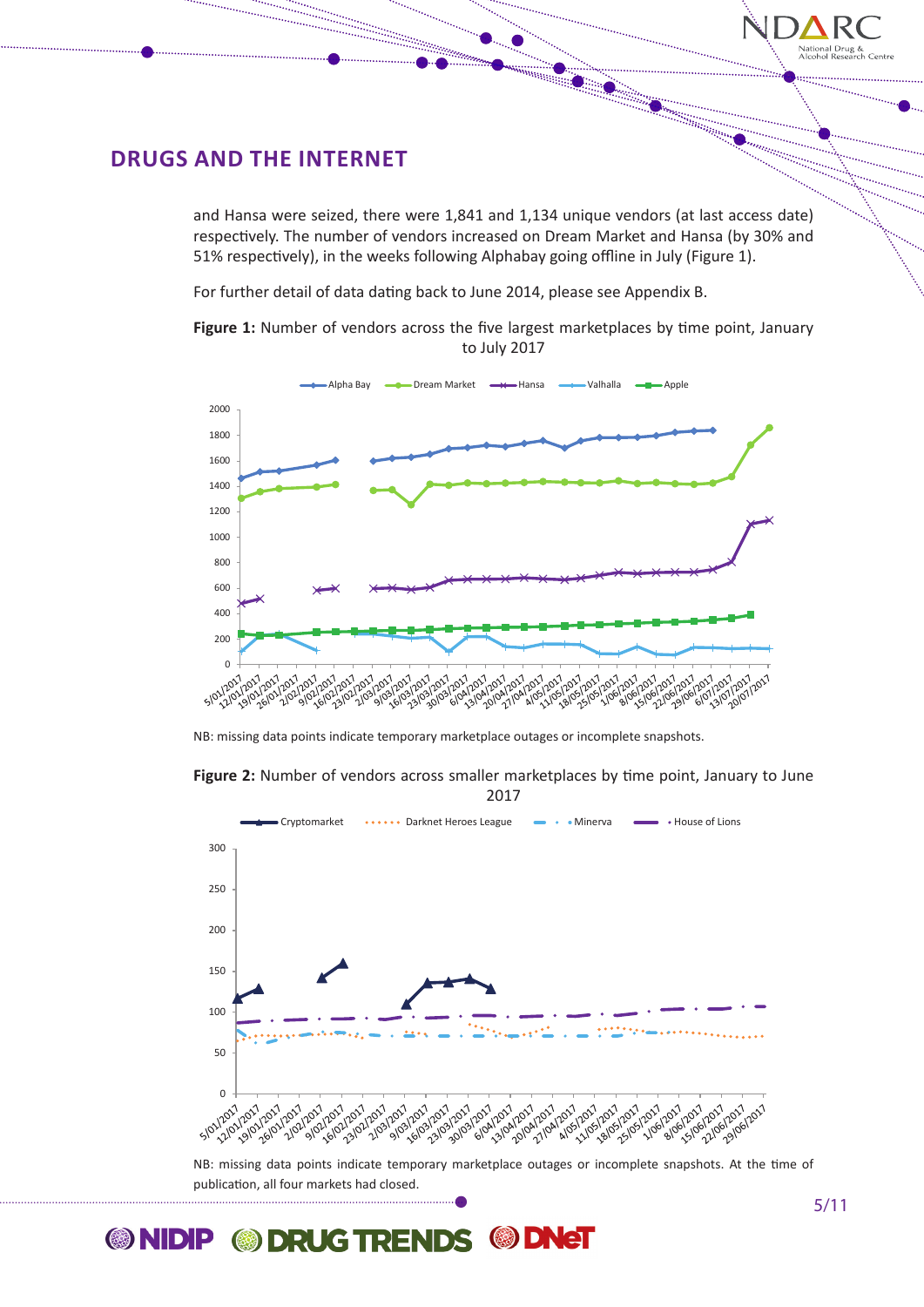## DRUGS AND THE INTERNET

and Hansa were seized, there were 1,841 and 1,134 unique vendors (at last access date) respectively. The number of vendors increased on Dream Market and Hansa (by 30% and 51% respectively), in the weeks following Alphabay going offline in July (Figure 1).

For further detail of data dating back to June 2014, please see Appendix B.

**Figure 1:** Number of vendors across the five largest marketplaces by time point, January to July 2017

NB: missing data points indicate temporary marketplace outages or incomplete snapshots.

**Figure 2:** Number of vendors across smaller marketplaces by time point, January to June 2017

NB: missing data points indicate temporary marketplace outages or incomplete snapshots. At the time of publication, all four markets had closed.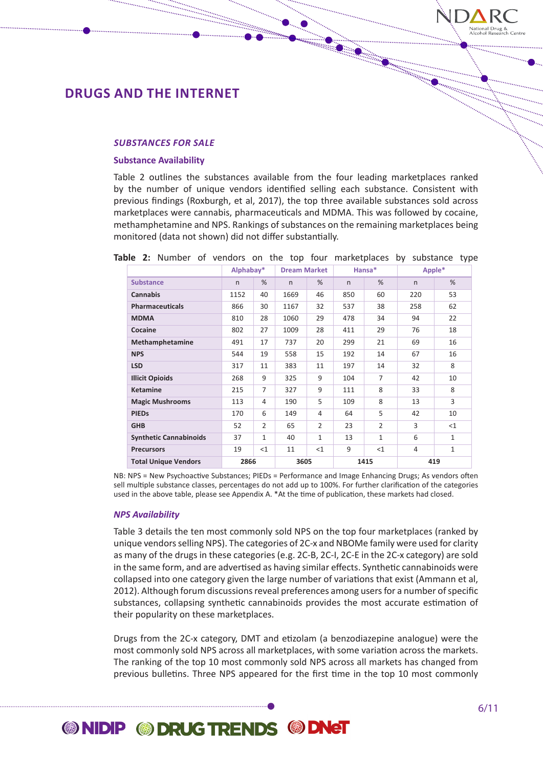## DRUGS AND THE INTERNET

### *SUBSTANCES FOR SALE*

#### Substance Availability

Table 2 outlines the substances available from the four leading marketplaces ranked by the number of unique vendors identified selling each substance. Consistent with previous findings (Roxburgh, et al, 2017), the top three available substances sold across marketplaces were cannabis, pharmaceuticals and MDMA. This was followed by cocaine, methamphetamine and NPS. Rankings of substances on the remaining marketplaces being monitored (data not shown) did not differ substantially.

**Table 2:** Number of vendors on the top four marketplaces by substance type

| | Alphabay* | | Dream Market | | Hansa* | | Apple* | |
|---|---|---|---|---|---|---|---|---|
| **Substance** | n | % | n | % | n | % | n | % |
| **Cannabis** | 1152 | 40 | 1669 | 46 | 850 | 60 | 220 | 53 |
| **Pharmaceuticals** | 866 | 30 | 1167 | 32 | 537 | 38 | 258 | 62 |
| **MDMA** | 810 | 28 | 1060 | 29 | 478 | 34 | 94 | 22 |
| **Cocaine** | 802 | 27 | 1009 | 28 | 411 | 29 | 76 | 18 |
| **Methamphetamine** | 491 | 17 | 737 | 20 | 299 | 21 | 69 | 16 |
| **NPS** | 544 | 19 | 558 | 15 | 192 | 14 | 67 | 16 |
| **LSD** | 317 | 11 | 383 | 11 | 197 | 14 | 32 | 8 |
| **Illicit Opioids** | 268 | 9 | 325 | 9 | 104 | 7 | 42 | 10 |
| **Ketamine** | 215 | 7 | 327 | 9 | 111 | 8 | 33 | 8 |
| **Magic Mushrooms** | 113 | 4 | 190 | 5 | 109 | 8 | 13 | 3 |
| **PIEDs** | 170 | 6 | 149 | 4 | 64 | 5 | 42 | 10 |
| **GHB** | 52 | 2 | 65 | 2 | 23 | 2 | 3 | <1 |
| **Synthetic Cannabinoids** | 37 | 1 | 40 | 1 | 13 | 1 | 6 | 1 |
| **Precursors** | 19 | <1 | 11 | <1 | 9 | <1 | 4 | 1 |
| **Total Unique Vendors** | 2866 | | 3605 | | 1415 | | 419 | |

NB: NPS = New Psychoactive Substances; PIEDs = Performance and Image Enhancing Drugs; As vendors often sell multiple substance classes, percentages do not add up to 100%. For further clarification of the categories used in the above table, please see Appendix A. *At the time of publication, these markets had closed.

#### *NPS Availability*

Table 3 details the ten most commonly sold NPS on the top four marketplaces (ranked by unique vendors selling NPS). The categories of 2C-x and NBOMe family were used for clarity as many of the drugs in these categories (e.g. 2C-B, 2C-I, 2C-E in the 2C-x category) are sold in the same form, and are advertised as having similar effects. Synthetic cannabinoids were collapsed into one category given the large number of variations that exist (Ammann et al, 2012). Although forum discussions reveal preferences among users for a number of specific substances, collapsing synthetic cannabinoids provides the most accurate estimation of their popularity on these marketplaces.

Drugs from the 2C-x category, DMT and etizolam (a benzodiazepine analogue) were the most commonly sold NPS across all marketplaces, with some variation across the markets. The ranking of the top 10 most commonly sold NPS across all markets has changed from previous bulletins. Three NPS appeared for the first time in the top 10 most commonly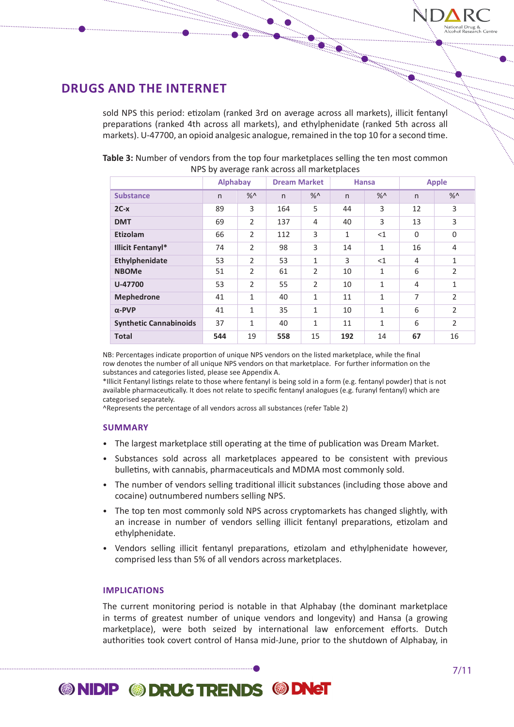## DRUGS AND THE INTERNET

sold NPS this period: etizolam (ranked 3rd on average across all markets), illicit fentanyl preparations (ranked 4th across all markets), and ethylphenidate (ranked 5th across all markets). U-47700, an opioid analgesic analogue, remained in the top 10 for a second time.

**Table 3:** Number of vendors from the top four marketplaces selling the ten most common NPS by average rank across all marketplaces

| | Alphabay | | Dream Market | | Hansa | | Apple | |
|---|---|---|---|---|---|---|---|---|
| **Substance** | n | %^ | n | %^ | n | %^ | n | %^ |
| **2C-x** | 89 | 3 | 164 | 5 | 44 | 3 | 12 | 3 |
| **DMT** | 69 | 2 | 137 | 4 | 40 | 3 | 13 | 3 |
| **Etizolam** | 66 | 2 | 112 | 3 | 1 | <1 | 0 | 0 |
| **Illicit Fentanyl*** | 74 | 2 | 98 | 3 | 14 | 1 | 16 | 4 |
| **Ethylphenidate** | 53 | 2 | 53 | 1 | 3 | <1 | 4 | 1 |
| **NBOMe** | 51 | 2 | 61 | 2 | 10 | 1 | 6 | 2 |
| **U-47700** | 53 | 2 | 55 | 2 | 10 | 1 | 4 | 1 |
| **Mephedrone** | 41 | 1 | 40 | 1 | 11 | 1 | 7 | 2 |
| **α-PVP** | 41 | 1 | 35 | 1 | 10 | 1 | 6 | 2 |
| **Synthetic Cannabinoids** | 37 | 1 | 40 | 1 | 11 | 1 | 6 | 2 |
| **Total** | **544** | 19 | **558** | 15 | **192** | 14 | **67** | 16 |

NB: Percentages indicate proportion of unique NPS vendors on the listed marketplace, while the final row denotes the number of all unique NPS vendors on that marketplace. For further information on the substances and categories listed, please see Appendix A.
*Illicit Fentanyl listings relate to those where fentanyl is being sold in a form (e.g. fentanyl powder) that is not available pharmaceutically. It does not relate to specific fentanyl analogues (e.g. furanyl fentanyl) which are categorised separately.
^Represents the percentage of all vendors across all substances (refer Table 2)

### SUMMARY

- The largest marketplace still operating at the time of publication was Dream Market.
- Substances sold across all marketplaces appeared to be consistent with previous bulletins, with cannabis, pharmaceuticals and MDMA most commonly sold.
- The number of vendors selling traditional illicit substances (including those above and cocaine) outnumbered numbers selling NPS.
- The top ten most commonly sold NPS across cryptomarkets has changed slightly, with an increase in number of vendors selling illicit fentanyl preparations, etizolam and ethylphenidate.
- Vendors selling illicit fentanyl preparations, etizolam and ethylphenidate however, comprised less than 5% of all vendors across marketplaces.

### IMPLICATIONS

The current monitoring period is notable in that Alphabay (the dominant marketplace in terms of greatest number of unique vendors and longevity) and Hansa (a growing marketplace), were both seized by international law enforcement efforts. Dutch authorities took covert control of Hansa mid-June, prior to the shutdown of Alphabay, in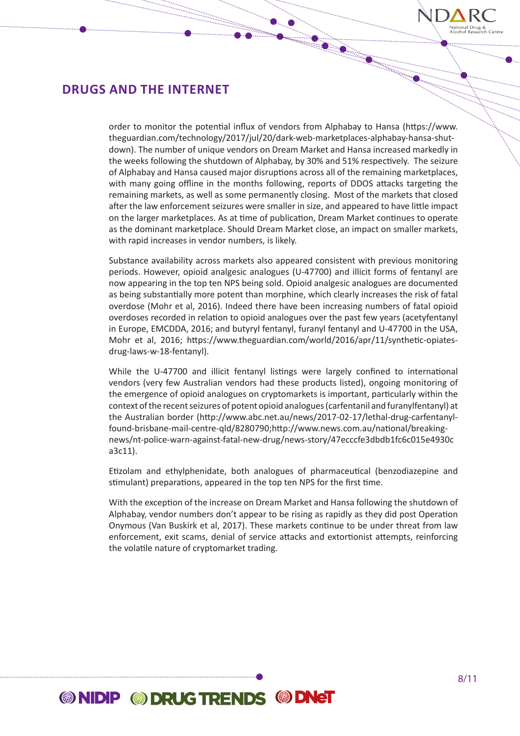## DRUGS AND THE INTERNET

order to monitor the potential influx of vendors from Alphabay to Hansa (https://www.theguardian.com/technology/2017/jul/20/dark-web-marketplaces-alphabay-hansa-shut-down). The number of unique vendors on Dream Market and Hansa increased markedly in the weeks following the shutdown of Alphabay, by 30% and 51% respectively. The seizure of Alphabay and Hansa caused major disruptions across all of the remaining marketplaces, with many going offline in the months following, reports of DDOS attacks targeting the remaining markets, as well as some permanently closing. Most of the markets that closed after the law enforcement seizures were smaller in size, and appeared to have little impact on the larger marketplaces. As at time of publication, Dream Market continues to operate as the dominant marketplace. Should Dream Market close, an impact on smaller markets, with rapid increases in vendor numbers, is likely.

Substance availability across markets also appeared consistent with previous monitoring periods. However, opioid analgesic analogues (U-47700) and illicit forms of fentanyl are now appearing in the top ten NPS being sold. Opioid analgesic analogues are documented as being substantially more potent than morphine, which clearly increases the risk of fatal overdose (Mohr et al, 2016). Indeed there have been increasing numbers of fatal opioid overdoses recorded in relation to opioid analogues over the past few years (acetyfentanyl in Europe, EMCDDA, 2016; and butyryl fentanyl, furanyl fentanyl and U-47700 in the USA, Mohr et al, 2016; https://www.theguardian.com/world/2016/apr/11/synthetic-opiates-drug-laws-w-18-fentanyl).

While the U-47700 and illicit fentanyl listings were largely confined to international vendors (very few Australian vendors had these products listed), ongoing monitoring of the emergence of opioid analogues on cryptomarkets is important, particularly within the context of the recent seizures of potent opioid analogues (carfentanil and furanylfentanyl) at the Australian border (http://www.abc.net.au/news/2017-02-17/lethal-drug-carfentanyl-found-brisbane-mail-centre-qld/8280790;http://www.news.com.au/national/breaking-news/nt-police-warn-against-fatal-new-drug/news-story/47ecccfe3dbdb1fc6c015e4930ca3c11).

Etizolam and ethylphenidate, both analogues of pharmaceutical (benzodiazepine and stimulant) preparations, appeared in the top ten NPS for the first time.

With the exception of the increase on Dream Market and Hansa following the shutdown of Alphabay, vendor numbers don't appear to be rising as rapidly as they did post Operation Onymous (Van Buskirk et al, 2017). These markets continue to be under threat from law enforcement, exit scams, denial of service attacks and extortionist attempts, reinforcing the volatile nature of cryptomarket trading.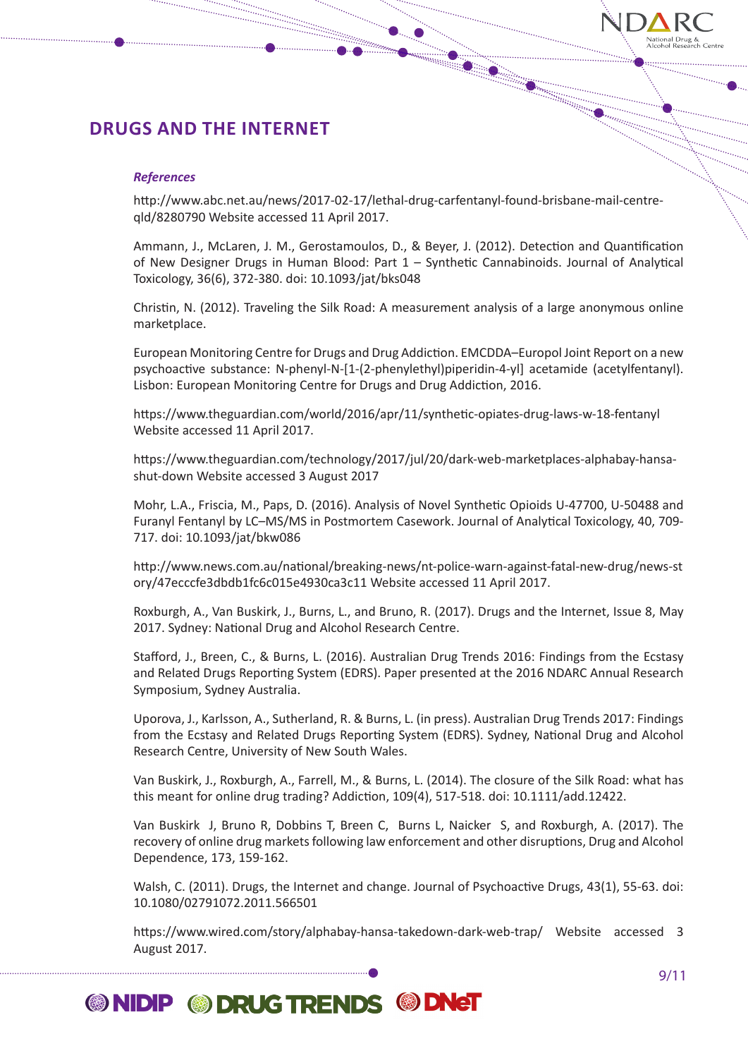# DRUGS AND THE INTERNET

### *References*

http://www.abc.net.au/news/2017-02-17/lethal-drug-carfentanyl-found-brisbane-mail-centre-qld/8280790 Website accessed 11 April 2017.

Ammann, J., McLaren, J. M., Gerostamoulos, D., & Beyer, J. (2012). Detection and Quantification of New Designer Drugs in Human Blood: Part 1 – Synthetic Cannabinoids. Journal of Analytical Toxicology, 36(6), 372-380. doi: 10.1093/jat/bks048

Christin, N. (2012). Traveling the Silk Road: A measurement analysis of a large anonymous online marketplace.

European Monitoring Centre for Drugs and Drug Addiction. EMCDDA–Europol Joint Report on a new psychoactive substance: N-phenyl-N-[1-(2-phenylethyl)piperidin-4-yl] acetamide (acetylfentanyl). Lisbon: European Monitoring Centre for Drugs and Drug Addiction, 2016.

https://www.theguardian.com/world/2016/apr/11/synthetic-opiates-drug-laws-w-18-fentanyl Website accessed 11 April 2017.

https://www.theguardian.com/technology/2017/jul/20/dark-web-marketplaces-alphabay-hansa-shut-down Website accessed 3 August 2017

Mohr, L.A., Friscia, M., Paps, D. (2016). Analysis of Novel Synthetic Opioids U-47700, U-50488 and Furanyl Fentanyl by LC–MS/MS in Postmortem Casework. Journal of Analytical Toxicology, 40, 709-717. doi: 10.1093/jat/bkw086

http://www.news.com.au/national/breaking-news/nt-police-warn-against-fatal-new-drug/news-story/47ecccfe3dbdb1fc6c015e4930ca3c11 Website accessed 11 April 2017.

Roxburgh, A., Van Buskirk, J., Burns, L., and Bruno, R. (2017). Drugs and the Internet, Issue 8, May 2017. Sydney: National Drug and Alcohol Research Centre.

Stafford, J., Breen, C., & Burns, L. (2016). Australian Drug Trends 2016: Findings from the Ecstasy and Related Drugs Reporting System (EDRS). Paper presented at the 2016 NDARC Annual Research Symposium, Sydney Australia.

Uporova, J., Karlsson, A., Sutherland, R. & Burns, L. (in press). Australian Drug Trends 2017: Findings from the Ecstasy and Related Drugs Reporting System (EDRS). Sydney, National Drug and Alcohol Research Centre, University of New South Wales.

Van Buskirk, J., Roxburgh, A., Farrell, M., & Burns, L. (2014). The closure of the Silk Road: what has this meant for online drug trading? Addiction, 109(4), 517-518. doi: 10.1111/add.12422.

Van Buskirk J, Bruno R, Dobbins T, Breen C, Burns L, Naicker S, and Roxburgh, A. (2017). The recovery of online drug markets following law enforcement and other disruptions, Drug and Alcohol Dependence, 173, 159-162.

Walsh, C. (2011). Drugs, the Internet and change. Journal of Psychoactive Drugs, 43(1), 55-63. doi: 10.1080/02791072.2011.566501

https://www.wired.com/story/alphabay-hansa-takedown-dark-web-trap/ Website accessed 3 August 2017.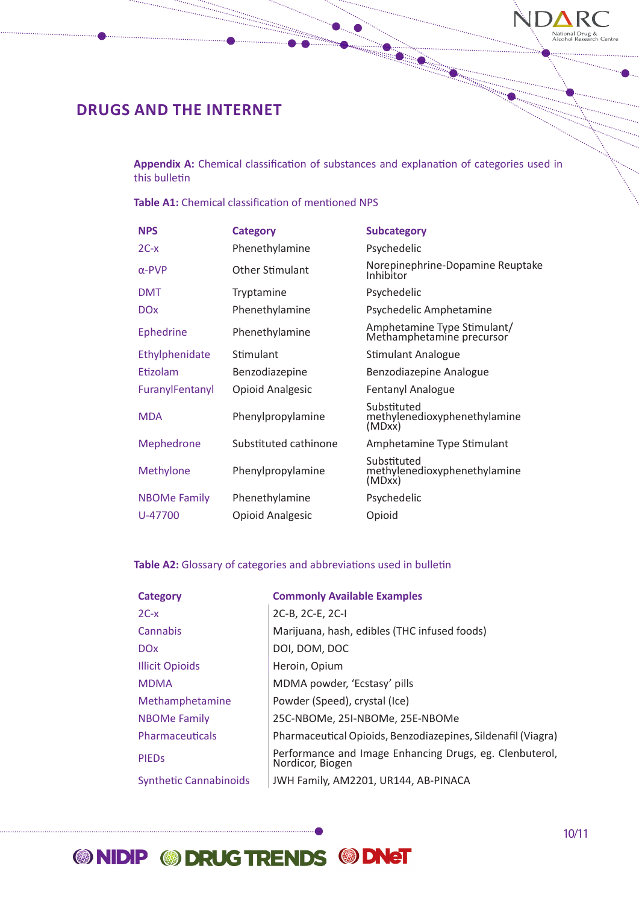# DRUGS AND THE INTERNET

**Appendix A:** Chemical classification of substances and explanation of categories used in this bulletin

**Table A1:** Chemical classification of mentioned NPS

| NPS | Category | Subcategory |
|---|---|---|
| 2C-x | Phenethylamine | Psychedelic |
| α-PVP | Other Stimulant | Norepinephrine-Dopamine Reuptake Inhibitor |
| DMT | Tryptamine | Psychedelic |
| DOx | Phenethylamine | Psychedelic Amphetamine |
| Ephedrine | Phenethylamine | Amphetamine Type Stimulant/ Methamphetamine precursor |
| Ethylphenidate | Stimulant | Stimulant Analogue |
| Etizolam | Benzodiazepine | Benzodiazepine Analogue |
| FuranylFentanyl | Opioid Analgesic | Fentanyl Analogue |
| MDA | Phenylpropylamine | Substituted methylenedioxyphenethylamine (MDxx) |
| Mephedrone | Substituted cathinone | Amphetamine Type Stimulant |
| Methylone | Phenylpropylamine | Substituted methylenedioxyphenethylamine (MDxx) |
| NBOMe Family | Phenethylamine | Psychedelic |
| U-47700 | Opioid Analgesic | Opioid |

**Table A2:** Glossary of categories and abbreviations used in bulletin

| Category | Commonly Available Examples |
|---|---|
| 2C-x | 2C-B, 2C-E, 2C-I |
| Cannabis | Marijuana, hash, edibles (THC infused foods) |
| DOx | DOI, DOM, DOC |
| Illicit Opioids | Heroin, Opium |
| MDMA | MDMA powder, 'Ecstasy' pills |
| Methamphetamine | Powder (Speed), crystal (Ice) |
| NBOMe Family | 25C-NBOMe, 25I-NBOMe, 25E-NBOMe |
| Pharmaceuticals | Pharmaceutical Opioids, Benzodiazepines, Sildenafil (Viagra) |
| PIEDs | Performance and Image Enhancing Drugs, eg. Clenbuterol, Nordicor, Biogen |
| Synthetic Cannabinoids | JWH Family, AM2201, UR144, AB-PINACA |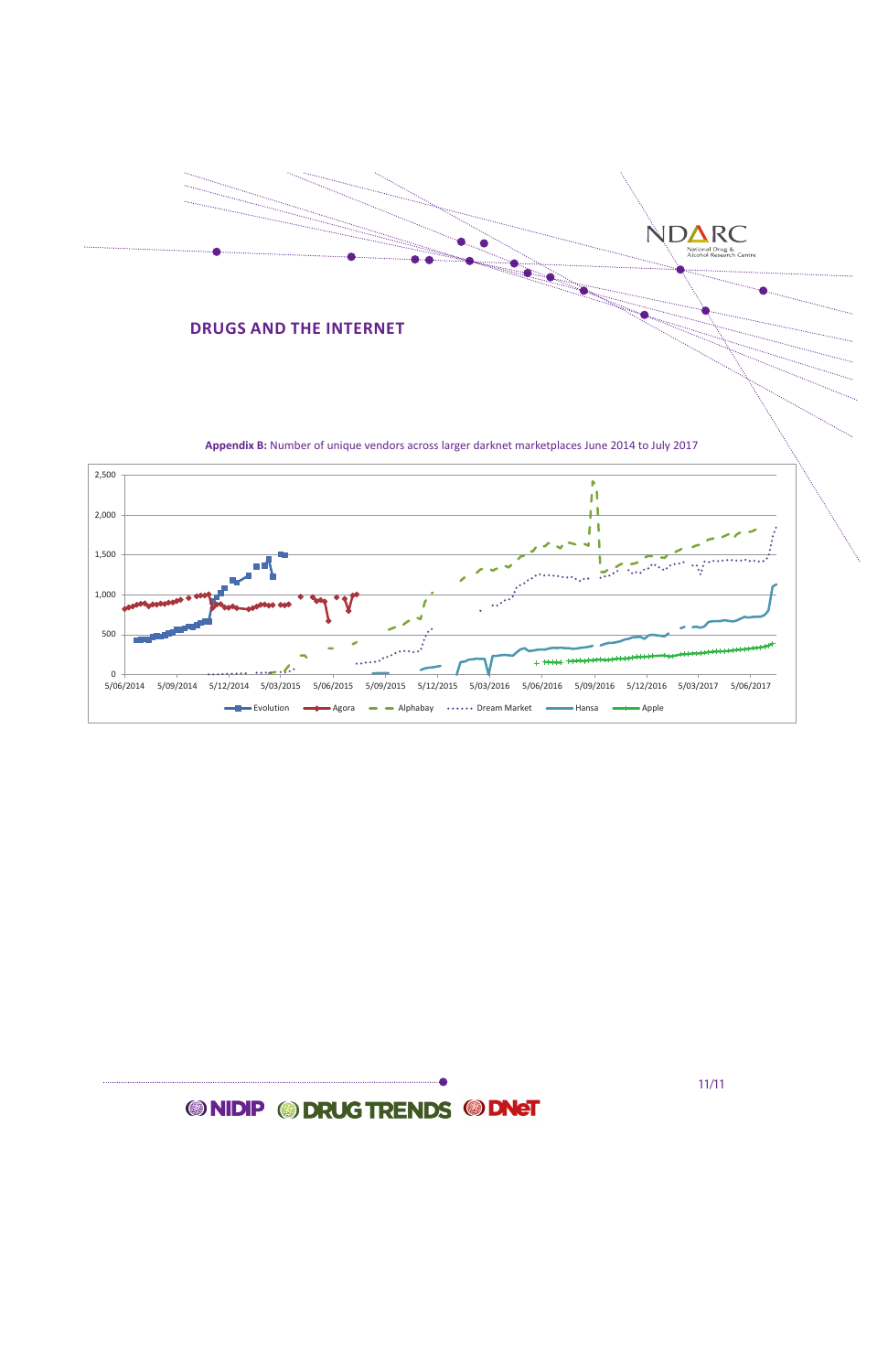## DRUGS AND THE INTERNET

**Appendix B:** Number of unique vendors across larger darknet marketplaces June 2014 to July 2017

2,500
2,000
1,500
1,000
500
0

5/06/2014 5/09/2014 5/12/2014 5/03/2015 5/06/2015 5/09/2015 5/12/2015 5/03/2016 5/06/2016 5/09/2016 5/12/2016 5/03/2017 5/06/2017

Evolution Agora Alphabay Dream Market Hansa Apple